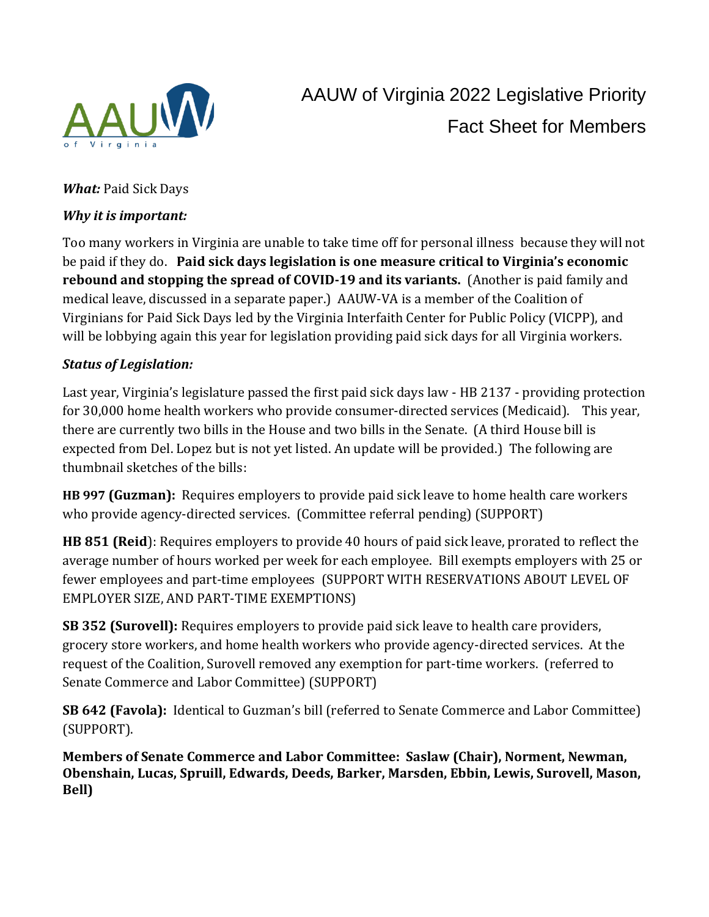# AAUW of Virginia 2022 Legislative Priority

## Fact Sheet for Members

***What:*** Paid Sick Days

***Why it is important:***

Too many workers in Virginia are unable to take time off for personal illness because they will not be paid if they do. **Paid sick days legislation is one measure critical to Virginia's economic rebound and stopping the spread of COVID-19 and its variants.** (Another is paid family and medical leave, discussed in a separate paper.) AAUW-VA is a member of the Coalition of Virginians for Paid Sick Days led by the Virginia Interfaith Center for Public Policy (VICPP), and will be lobbying again this year for legislation providing paid sick days for all Virginia workers.

***Status of Legislation:***

Last year, Virginia's legislature passed the first paid sick days law - HB 2137 - providing protection for 30,000 home health workers who provide consumer-directed services (Medicaid). This year, there are currently two bills in the House and two bills in the Senate. (A third House bill is expected from Del. Lopez but is not yet listed. An update will be provided.) The following are thumbnail sketches of the bills:

**HB 997 (Guzman):** Requires employers to provide paid sick leave to home health care workers who provide agency-directed services. (Committee referral pending) (SUPPORT)

**HB 851 (Reid**): Requires employers to provide 40 hours of paid sick leave, prorated to reflect the average number of hours worked per week for each employee. Bill exempts employers with 25 or fewer employees and part-time employees (SUPPORT WITH RESERVATIONS ABOUT LEVEL OF EMPLOYER SIZE, AND PART-TIME EXEMPTIONS)

**SB 352 (Surovell):** Requires employers to provide paid sick leave to health care providers, grocery store workers, and home health workers who provide agency-directed services. At the request of the Coalition, Surovell removed any exemption for part-time workers. (referred to Senate Commerce and Labor Committee) (SUPPORT)

**SB 642 (Favola):** Identical to Guzman's bill (referred to Senate Commerce and Labor Committee) (SUPPORT).

**Members of Senate Commerce and Labor Committee: Saslaw (Chair), Norment, Newman, Obenshain, Lucas, Spruill, Edwards, Deeds, Barker, Marsden, Ebbin, Lewis, Surovell, Mason, Bell)**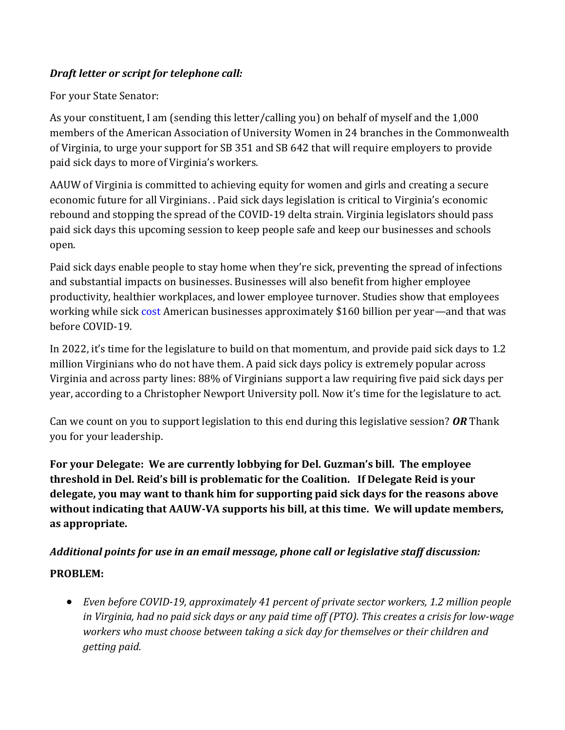***Draft letter or script for telephone call:***

For your State Senator:

As your constituent, I am (sending this letter/calling you) on behalf of myself and the 1,000 members of the American Association of University Women in 24 branches in the Commonwealth of Virginia, to urge your support for SB 351 and SB 642 that will require employers to provide paid sick days to more of Virginia's workers.

AAUW of Virginia is committed to achieving equity for women and girls and creating a secure economic future for all Virginians. . Paid sick days legislation is critical to Virginia's economic rebound and stopping the spread of the COVID-19 delta strain. Virginia legislators should pass paid sick days this upcoming session to keep people safe and keep our businesses and schools open.

Paid sick days enable people to stay home when they're sick, preventing the spread of infections and substantial impacts on businesses. Businesses will also benefit from higher employee productivity, healthier workplaces, and lower employee turnover. Studies show that employees working while sick cost American businesses approximately $160 billion per year—and that was before COVID-19.

In 2022, it's time for the legislature to build on that momentum, and provide paid sick days to 1.2 million Virginians who do not have them. A paid sick days policy is extremely popular across Virginia and across party lines: 88% of Virginians support a law requiring five paid sick days per year, according to a Christopher Newport University poll. Now it's time for the legislature to act.

Can we count on you to support legislation to this end during this legislative session? ***OR*** Thank you for your leadership.

**For your Delegate: We are currently lobbying for Del. Guzman's bill. The employee threshold in Del. Reid's bill is problematic for the Coalition. If Delegate Reid is your delegate, you may want to thank him for supporting paid sick days for the reasons above without indicating that AAUW-VA supports his bill, at this time. We will update members, as appropriate.**

***Additional points for use in an email message, phone call or legislative staff discussion:***

**PROBLEM:**

- *Even before COVID-19, approximately 41 percent of private sector workers, 1.2 million people in Virginia, had no paid sick days or any paid time off (PTO). This creates a crisis for low-wage workers who must choose between taking a sick day for themselves or their children and getting paid.*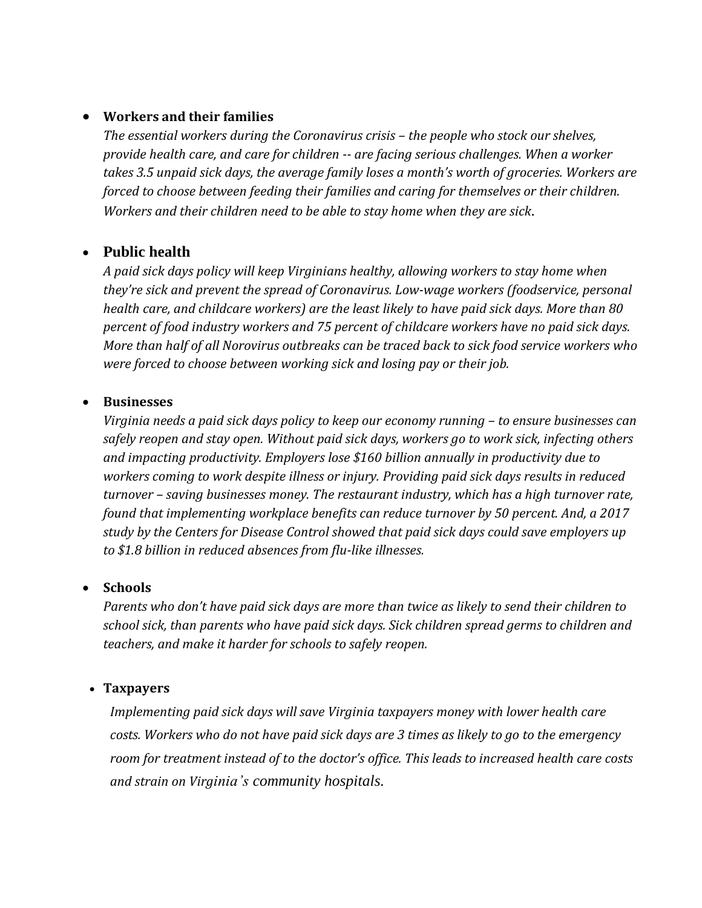- **Workers and their families**
  *The essential workers during the Coronavirus crisis – the people who stock our shelves, provide health care, and care for children -- are facing serious challenges. When a worker takes 3.5 unpaid sick days, the average family loses a month's worth of groceries. Workers are forced to choose between feeding their families and caring for themselves or their children. Workers and their children need to be able to stay home when they are sick.*

- **Public health**
  *A paid sick days policy will keep Virginians healthy, allowing workers to stay home when they're sick and prevent the spread of Coronavirus. Low-wage workers (foodservice, personal health care, and childcare workers) are the least likely to have paid sick days. More than 80 percent of food industry workers and 75 percent of childcare workers have no paid sick days. More than half of all Norovirus outbreaks can be traced back to sick food service workers who were forced to choose between working sick and losing pay or their job.*

- **Businesses**
  *Virginia needs a paid sick days policy to keep our economy running – to ensure businesses can safely reopen and stay open. Without paid sick days, workers go to work sick, infecting others and impacting productivity. Employers lose $160 billion annually in productivity due to workers coming to work despite illness or injury. Providing paid sick days results in reduced turnover – saving businesses money. The restaurant industry, which has a high turnover rate, found that implementing workplace benefits can reduce turnover by 50 percent. And, a 2017 study by the Centers for Disease Control showed that paid sick days could save employers up to $1.8 billion in reduced absences from flu-like illnesses.*

- **Schools**
  *Parents who don't have paid sick days are more than twice as likely to send their children to school sick, than parents who have paid sick days. Sick children spread germs to children and teachers, and make it harder for schools to safely reopen.*

- **Taxpayers**
  *Implementing paid sick days will save Virginia taxpayers money with lower health care costs. Workers who do not have paid sick days are 3 times as likely to go to the emergency room for treatment instead of to the doctor's office. This leads to increased health care costs and strain on Virginia's community hospitals.*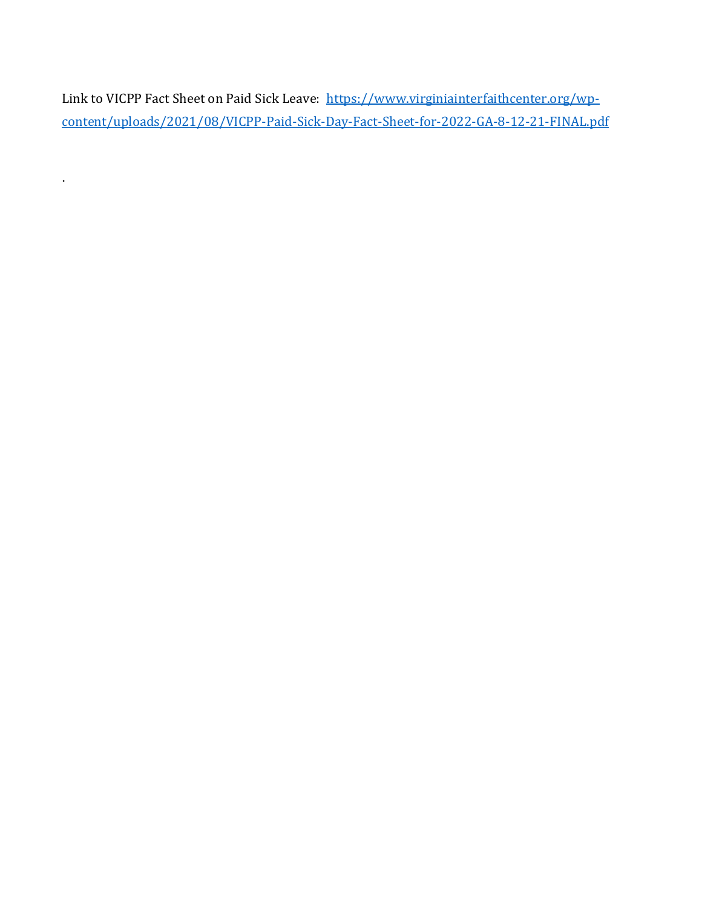Link to VICPP Fact Sheet on Paid Sick Leave: https://www.virginiainterfaithcenter.org/wp-content/uploads/2021/08/VICPP-Paid-Sick-Day-Fact-Sheet-for-2022-GA-8-12-21-FINAL.pdf

.